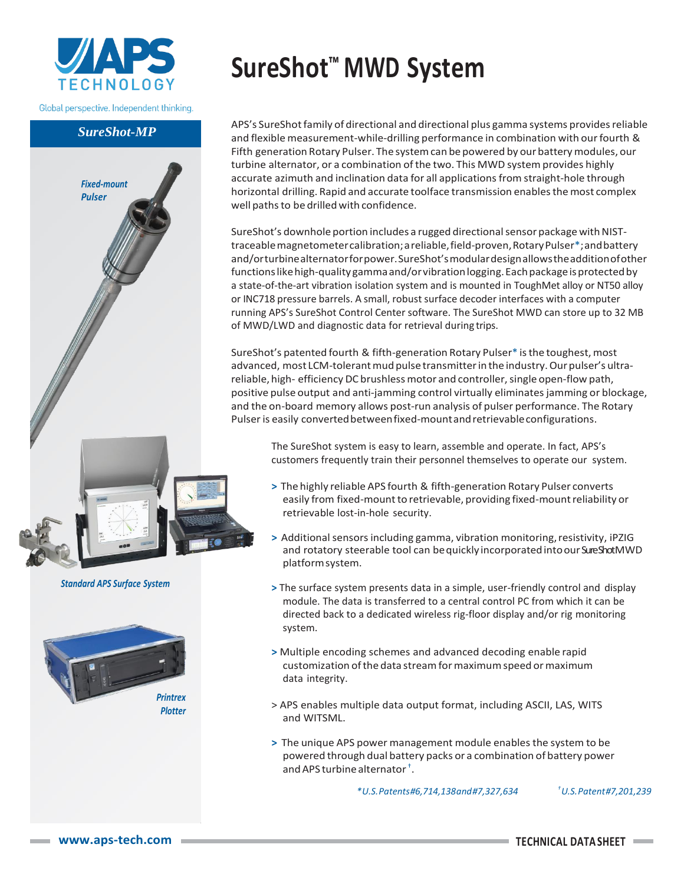# SureShot™ MWD System

APS Technology — Global perspective. Independent thinking.

**SureShot-MP**

*Fixed-mount Pulser*

*Standard APS Surface System*

*Printrex Plotter*

APS's SureShot family of directional and directional plus gamma systems provides reliable and flexible measurement-while-drilling performance in combination with our fourth & Fifth generation Rotary Pulser. The system can be powered by our battery modules, our turbine alternator, or a combination of the two. This MWD system provides highly accurate azimuth and inclination data for all applications from straight-hole through horizontal drilling. Rapid and accurate toolface transmission enables the most complex well paths to be drilled with confidence.

SureShot's downhole portion includes a rugged directional sensor package with NIST-traceable magnetometer calibration; a reliable, field-proven, Rotary Pulser*; and battery and/or turbine alternator for power. SureShot's modular design allows the addition of other functions like high-quality gamma and/or vibration logging. Each package is protected by a state-of-the-art vibration isolation system and is mounted in ToughMet alloy or NT50 alloy or INC718 pressure barrels. A small, robust surface decoder interfaces with a computer running APS's SureShot Control Center software. The SureShot MWD can store up to 32 MB of MWD/LWD and diagnostic data for retrieval during trips.

SureShot's patented fourth & fifth-generation Rotary Pulser* is the toughest, most advanced, most LCM-tolerant mud pulse transmitter in the industry. Our pulser's ultra-reliable, high- efficiency DC brushless motor and controller, single open-flow path, positive pulse output and anti-jamming control virtually eliminates jamming or blockage, and the on-board memory allows post-run analysis of pulser performance. The Rotary Pulser is easily converted between fixed-mount and retrievable configurations.

The SureShot system is easy to learn, assemble and operate. In fact, APS's customers frequently train their personnel themselves to operate our system.

- The highly reliable APS fourth & fifth-generation Rotary Pulser converts easily from fixed-mount to retrievable, providing fixed-mount reliability or retrievable lost-in-hole security.
- Additional sensors including gamma, vibration monitoring, resistivity, iPZIG and rotatory steerable tool can be quickly incorporated into our SureShot MWD platform system.
- The surface system presents data in a simple, user-friendly control and display module. The data is transferred to a central control PC from which it can be directed back to a dedicated wireless rig-floor display and/or rig monitoring system.
- Multiple encoding schemes and advanced decoding enable rapid customization of the data stream for maximum speed or maximum data integrity.
- APS enables multiple data output format, including ASCII, LAS, WITS and WITSML.
- The unique APS power management module enables the system to be powered through dual battery packs or a combination of battery power and APS turbine alternator†.

*\*U.S. Patents #6,714,138 and #7,327,634* *†U.S. Patent #7,201,239*

www.aps-tech.com — TECHNICAL DATA SHEET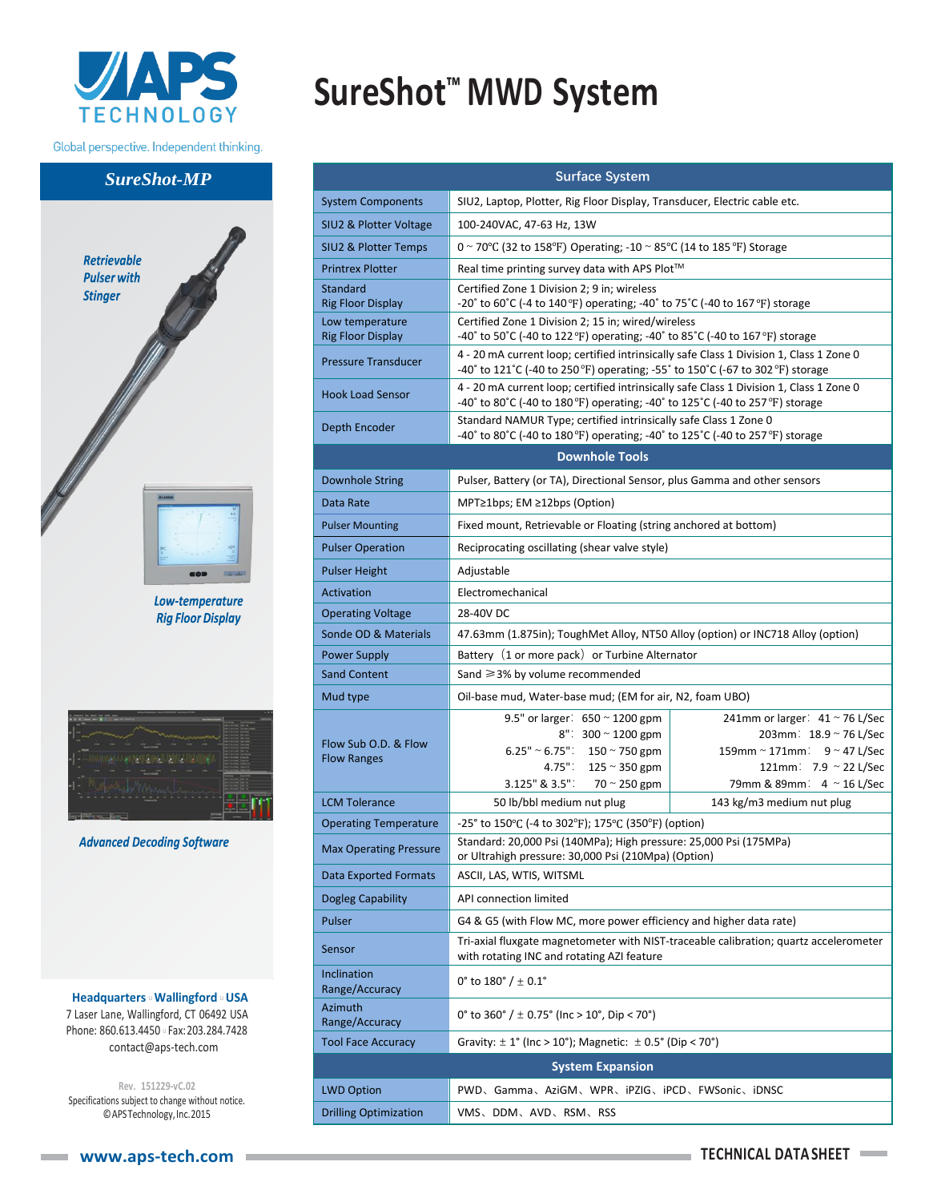APS TECHNOLOGY

Global perspective. Independent thinking.

# SureShot™ MWD System

## *SureShot-MP*

*Retrievable Pulser with Stinger*

*Low-temperature Rig Floor Display*

*Advanced Decoding Software*

**Headquarters · Wallingford · USA**
7 Laser Lane, Wallingford, CT 06492 USA
Phone: 860.613.4450 · Fax: 203.284.7428
contact@aps-tech.com

Rev. 151229-vC.02
Specifications subject to change without notice.
©APS Technology, Inc. 2015

| Surface System | | |
|---|---|---|
| System Components | SIU2, Laptop, Plotter, Rig Floor Display, Transducer, Electric cable etc. | |
| SIU2 & Plotter Voltage | 100-240VAC, 47-63 Hz, 13W | |
| SIU2 & Plotter Temps | 0 ~ 70°C (32 to 158°F) Operating; -10 ~ 85°C (14 to 185 °F) Storage | |
| Printrex Plotter | Real time printing survey data with APS Plot™ | |
| Standard Rig Floor Display | Certified Zone 1 Division 2; 9 in; wireless<br>-20° to 60°C (-4 to 140 °F) operating; -40° to 75°C (-40 to 167 °F) storage | |
| Low temperature Rig Floor Display | Certified Zone 1 Division 2; 15 in; wired/wireless<br>-40° to 50°C (-40 to 122 °F) operating; -40° to 85°C (-40 to 167 °F) storage | |
| Pressure Transducer | 4 - 20 mA current loop; certified intrinsically safe Class 1 Division 1, Class 1 Zone 0<br>-40° to 121°C (-40 to 250 °F) operating; -55° to 150°C (-67 to 302 °F) storage | |
| Hook Load Sensor | 4 - 20 mA current loop; certified intrinsically safe Class 1 Division 1, Class 1 Zone 0<br>-40° to 80°C (-40 to 180 °F) operating; -40° to 125°C (-40 to 257 °F) storage | |
| Depth Encoder | Standard NAMUR Type; certified intrinsically safe Class 1 Zone 0<br>-40° to 80°C (-40 to 180 °F) operating; -40° to 125°C (-40 to 257 °F) storage | |
| **Downhole Tools** | | |
| Downhole String | Pulser, Battery (or TA), Directional Sensor, plus Gamma and other sensors | |
| Data Rate | MPT≥1bps; EM ≥12bps (Option) | |
| Pulser Mounting | Fixed mount, Retrievable or Floating (string anchored at bottom) | |
| Pulser Operation | Reciprocating oscillating (shear valve style) | |
| Pulser Height | Adjustable | |
| Activation | Electromechanical | |
| Operating Voltage | 28-40V DC | |
| Sonde OD & Materials | 47.63mm (1.875in); ToughMet Alloy, NT50 Alloy (option) or INC718 Alloy (option) | |
| Power Supply | Battery（1 or more pack）or Turbine Alternator | |
| Sand Content | Sand ≥3% by volume recommended | |
| Mud type | Oil-base mud, Water-base mud; (EM for air, N2, foam UBO) | |
| Flow Sub O.D. & Flow Flow Ranges | 9.5" or larger: 650 ~ 1200 gpm<br>8": 300 ~ 1200 gpm<br>6.25" ~ 6.75": 150 ~ 750 gpm<br>4.75": 125 ~ 350 gpm<br>3.125" & 3.5": 70 ~ 250 gpm | 241mm or larger: 41 ~ 76 L/Sec<br>203mm: 18.9 ~ 76 L/Sec<br>159mm ~ 171mm: 9 ~ 47 L/Sec<br>121mm: 7.9 ~ 22 L/Sec<br>79mm & 89mm: 4 ~ 16 L/Sec |
| LCM Tolerance | 50 lb/bbl medium nut plug | 143 kg/m3 medium nut plug |
| Operating Temperature | -25° to 150°C (-4 to 302°F); 175°C (350°F) (option) | |
| Max Operating Pressure | Standard: 20,000 Psi (140MPa); High pressure: 25,000 Psi (175MPa)<br>or Ultrahigh pressure: 30,000 Psi (210Mpa) (Option) | |
| Data Exported Formats | ASCII, LAS, WTIS, WITSML | |
| Dogleg Capability | API connection limited | |
| Pulser | G4 & G5 (with Flow MC, more power efficiency and higher data rate) | |
| Sensor | Tri-axial fluxgate magnetometer with NIST-traceable calibration; quartz accelerometer with rotating INC and rotating AZI feature | |
| Inclination Range/Accuracy | 0° to 180° / ± 0.1° | |
| Azimuth Range/Accuracy | 0° to 360° / ± 0.75° (Inc > 10°, Dip < 70°) | |
| Tool Face Accuracy | Gravity: ± 1° (Inc > 10°); Magnetic: ± 0.5° (Dip < 70°) | |
| **System Expansion** | | |
| LWD Option | PWD、Gamma、AziGM、WPR、iPZIG、iPCD、FWSonic、iDNSC | |
| Drilling Optimization | VMS、DDM、AVD、RSM、RSS | |

www.aps-tech.com

TECHNICAL DATA SHEET